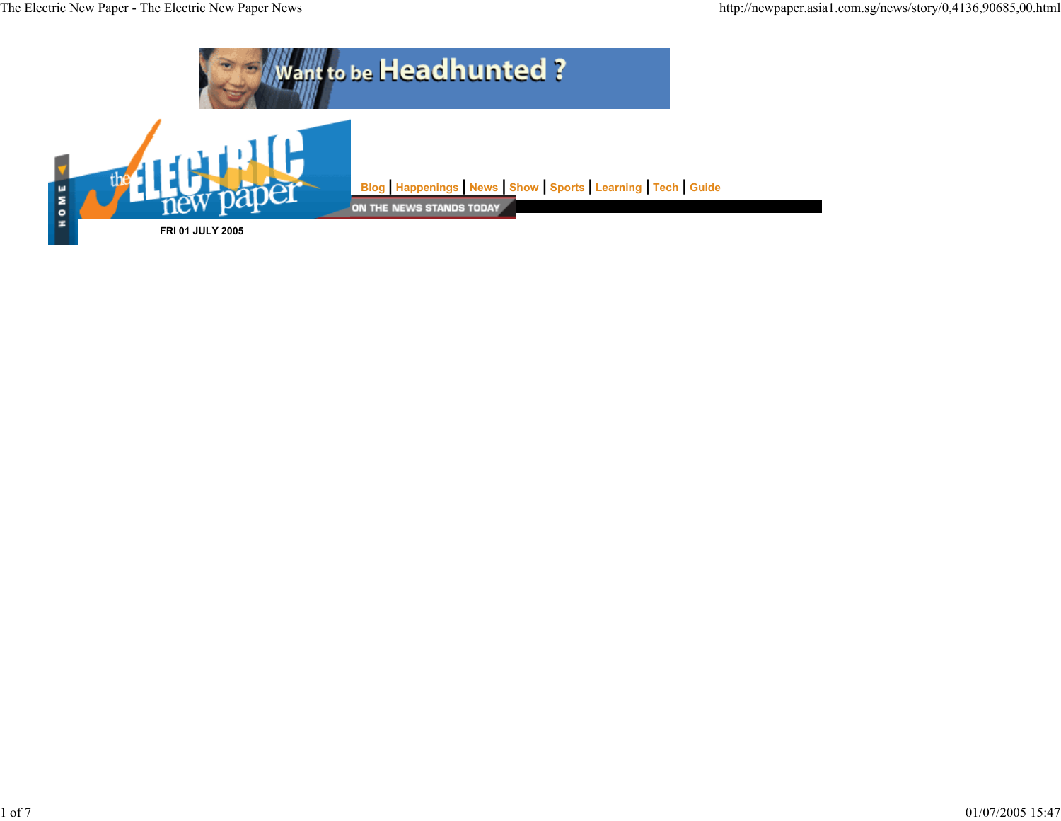Blog | Happenings | News | Show | Sports | Learning | Tech | Guide

ON THE NEWS STANDS TODAY

FRI 01 JULY 2005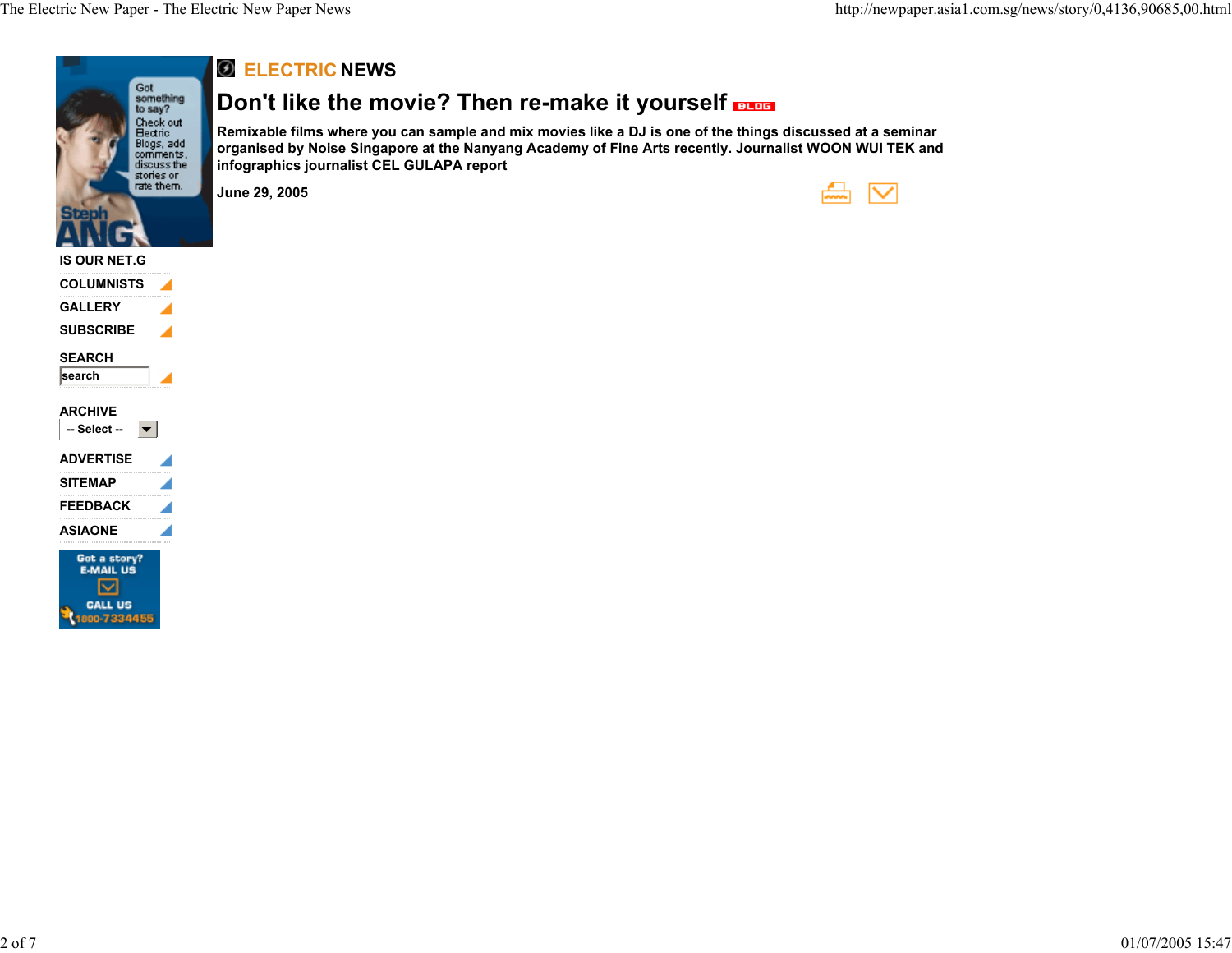IS OUR NET.G

COLUMNISTS

GALLERY

SUBSCRIBE

SEARCH

search

ARCHIVE

-- Select --

ADVERTISE

SITEMAP

FEEDBACK

ASIAONE

**ELECTRIC NEWS**

# Don't like the movie? Then re-make it yourself

**Remixable films where you can sample and mix movies like a DJ is one of the things discussed at a seminar organised by Noise Singapore at the Nanyang Academy of Fine Arts recently. Journalist WOON WUI TEK and infographics journalist CEL GULAPA report**

**June 29, 2005**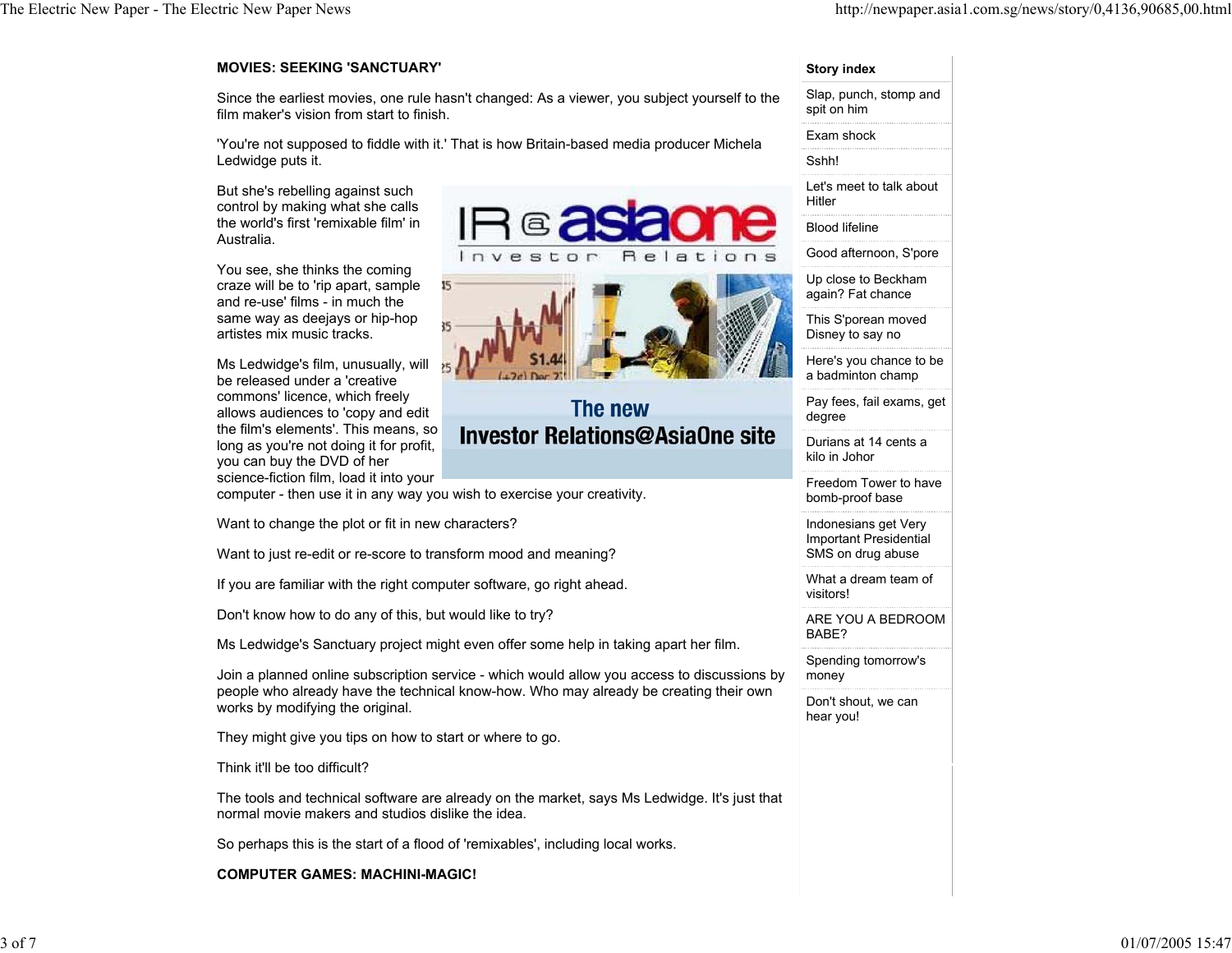**MOVIES: SEEKING 'SANCTUARY'**

Since the earliest movies, one rule hasn't changed: As a viewer, you subject yourself to the film maker's vision from start to finish.

'You're not supposed to fiddle with it.' That is how Britain-based media producer Michela Ledwidge puts it.

But she's rebelling against such control by making what she calls the world's first 'remixable film' in Australia.

You see, she thinks the coming craze will be to 'rip apart, sample and re-use' films - in much the same way as deejays or hip-hop artistes mix music tracks.

Ms Ledwidge's film, unusually, will be released under a 'creative commons' licence, which freely allows audiences to 'copy and edit the film's elements'. This means, so long as you're not doing it for profit, you can buy the DVD of her science-fiction film, load it into your computer - then use it in any way you wish to exercise your creativity.

Want to change the plot or fit in new characters?

Want to just re-edit or re-score to transform mood and meaning?

If you are familiar with the right computer software, go right ahead.

Don't know how to do any of this, but would like to try?

Ms Ledwidge's Sanctuary project might even offer some help in taking apart her film.

Join a planned online subscription service - which would allow you access to discussions by people who already have the technical know-how. Who may already be creating their own works by modifying the original.

They might give you tips on how to start or where to go.

Think it'll be too difficult?

The tools and technical software are already on the market, says Ms Ledwidge. It's just that normal movie makers and studios dislike the idea.

So perhaps this is the start of a flood of 'remixables', including local works.

**COMPUTER GAMES: MACHINI-MAGIC!**

**Story index**

- Slap, punch, stomp and spit on him
- Exam shock
- Sshh!
- Let's meet to talk about Hitler
- Blood lifeline
- Good afternoon, S'pore
- Up close to Beckham again? Fat chance
- This S'porean moved Disney to say no
- Here's you chance to be a badminton champ
- Pay fees, fail exams, get degree
- Durians at 14 cents a kilo in Johor
- Freedom Tower to have bomb-proof base
- Indonesians get Very Important Presidential SMS on drug abuse
- What a dream team of visitors!
- ARE YOU A BEDROOM BABE?
- Spending tomorrow's money
- Don't shout, we can hear you!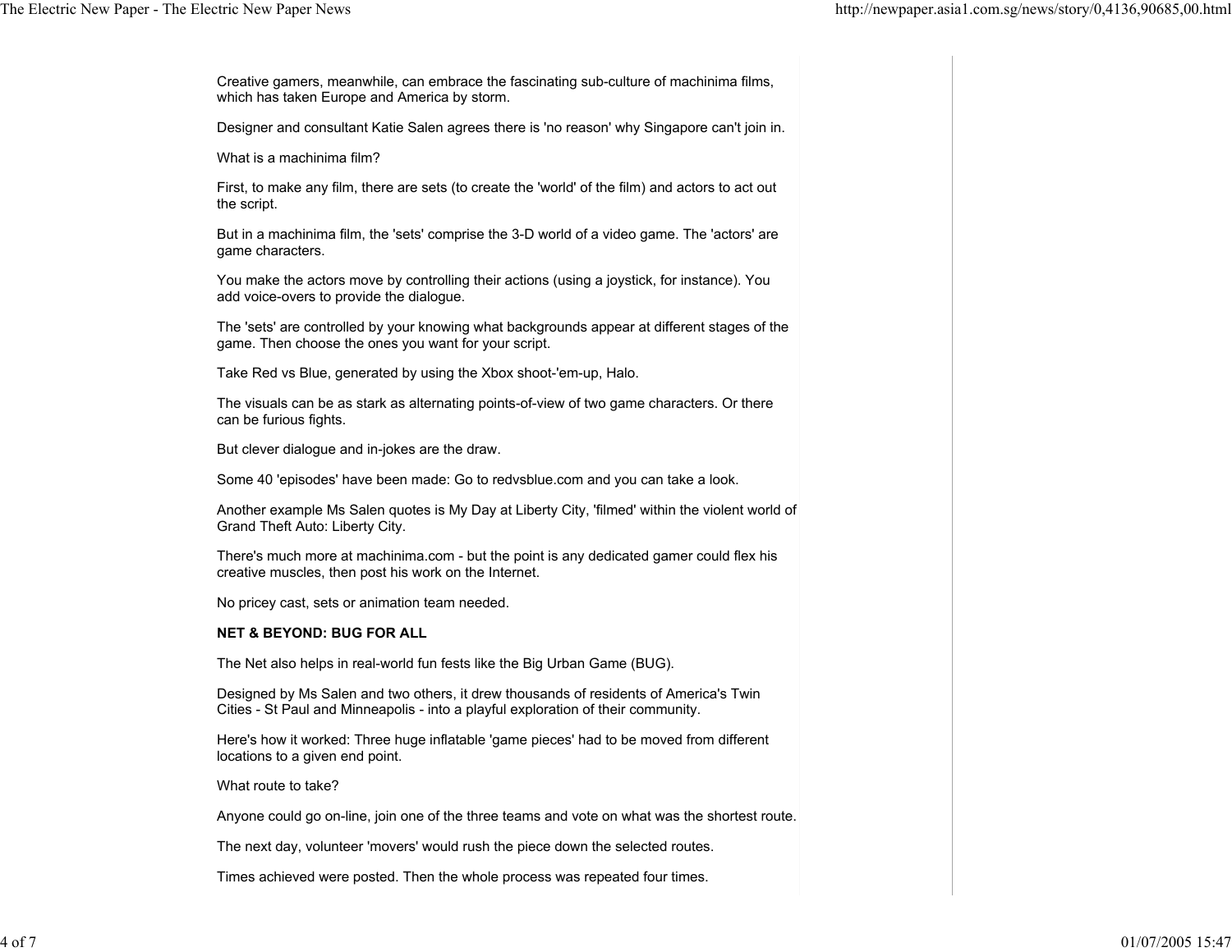Creative gamers, meanwhile, can embrace the fascinating sub-culture of machinima films, which has taken Europe and America by storm.

Designer and consultant Katie Salen agrees there is 'no reason' why Singapore can't join in.

What is a machinima film?

First, to make any film, there are sets (to create the 'world' of the film) and actors to act out the script.

But in a machinima film, the 'sets' comprise the 3-D world of a video game. The 'actors' are game characters.

You make the actors move by controlling their actions (using a joystick, for instance). You add voice-overs to provide the dialogue.

The 'sets' are controlled by your knowing what backgrounds appear at different stages of the game. Then choose the ones you want for your script.

Take Red vs Blue, generated by using the Xbox shoot-'em-up, Halo.

The visuals can be as stark as alternating points-of-view of two game characters. Or there can be furious fights.

But clever dialogue and in-jokes are the draw.

Some 40 'episodes' have been made: Go to redvsblue.com and you can take a look.

Another example Ms Salen quotes is My Day at Liberty City, 'filmed' within the violent world of Grand Theft Auto: Liberty City.

There's much more at machinima.com - but the point is any dedicated gamer could flex his creative muscles, then post his work on the Internet.

No pricey cast, sets or animation team needed.

**NET & BEYOND: BUG FOR ALL**

The Net also helps in real-world fun fests like the Big Urban Game (BUG).

Designed by Ms Salen and two others, it drew thousands of residents of America's Twin Cities - St Paul and Minneapolis - into a playful exploration of their community.

Here's how it worked: Three huge inflatable 'game pieces' had to be moved from different locations to a given end point.

What route to take?

Anyone could go on-line, join one of the three teams and vote on what was the shortest route.

The next day, volunteer 'movers' would rush the piece down the selected routes.

Times achieved were posted. Then the whole process was repeated four times.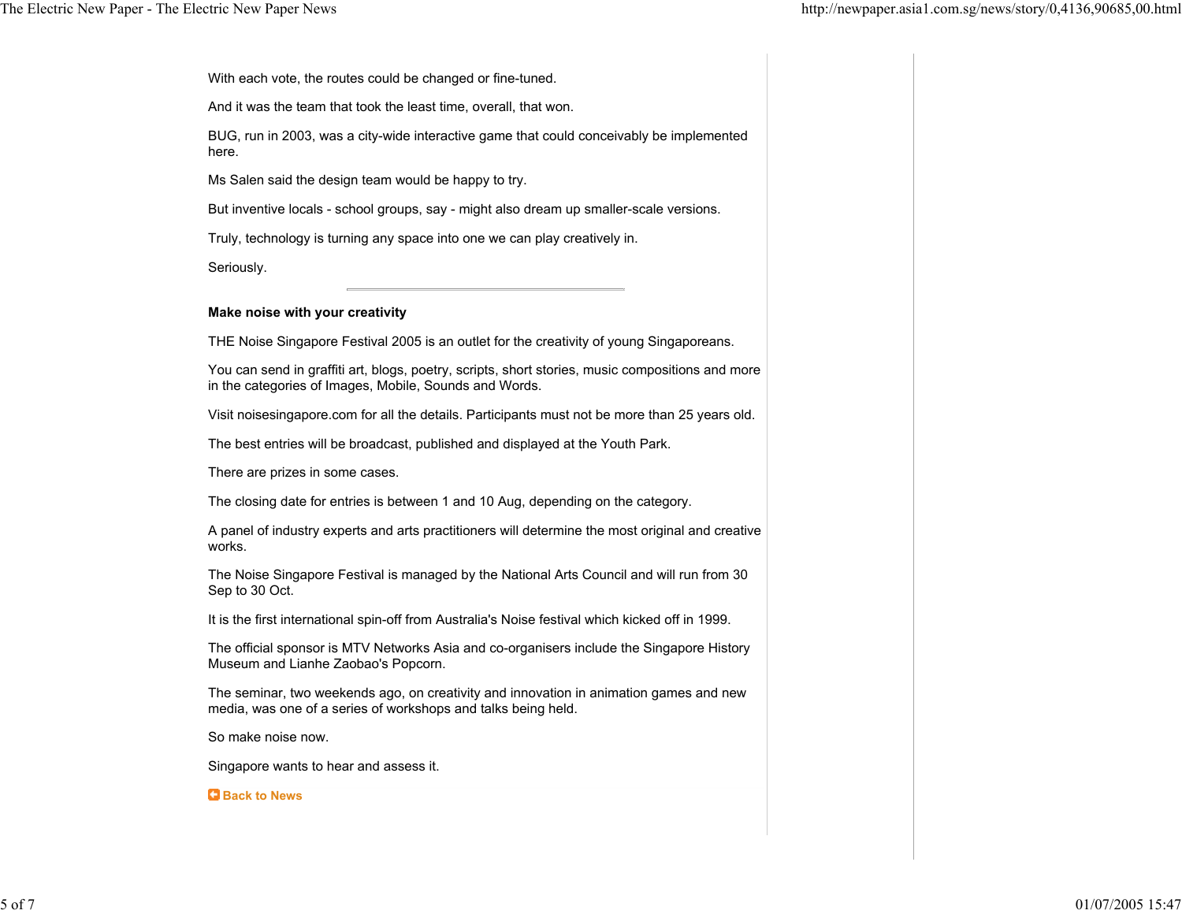With each vote, the routes could be changed or fine-tuned.

And it was the team that took the least time, overall, that won.

BUG, run in 2003, was a city-wide interactive game that could conceivably be implemented here.

Ms Salen said the design team would be happy to try.

But inventive locals - school groups, say - might also dream up smaller-scale versions.

Truly, technology is turning any space into one we can play creatively in.

Seriously.

---

**Make noise with your creativity**

THE Noise Singapore Festival 2005 is an outlet for the creativity of young Singaporeans.

You can send in graffiti art, blogs, poetry, scripts, short stories, music compositions and more in the categories of Images, Mobile, Sounds and Words.

Visit noisesingapore.com for all the details. Participants must not be more than 25 years old.

The best entries will be broadcast, published and displayed at the Youth Park.

There are prizes in some cases.

The closing date for entries is between 1 and 10 Aug, depending on the category.

A panel of industry experts and arts practitioners will determine the most original and creative works.

The Noise Singapore Festival is managed by the National Arts Council and will run from 30 Sep to 30 Oct.

It is the first international spin-off from Australia's Noise festival which kicked off in 1999.

The official sponsor is MTV Networks Asia and co-organisers include the Singapore History Museum and Lianhe Zaobao's Popcorn.

The seminar, two weekends ago, on creativity and innovation in animation games and new media, was one of a series of workshops and talks being held.

So make noise now.

Singapore wants to hear and assess it.

**Back to News**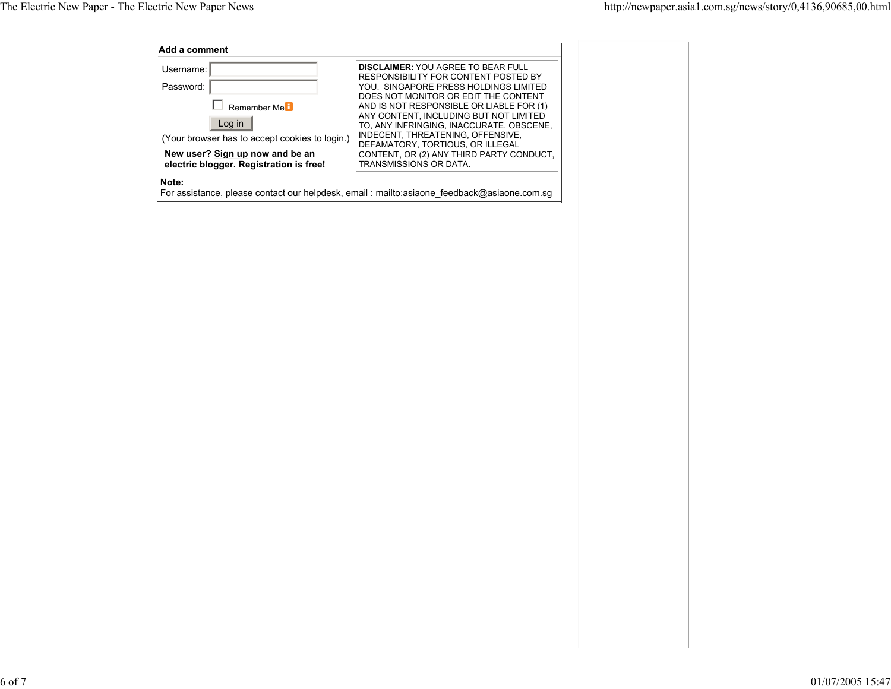**Add a comment**

Username:

Password:

Remember Me

Log in

(Your browser has to accept cookies to login.)

**New user? Sign up now and be an electric blogger. Registration is free!**

**DISCLAIMER:** YOU AGREE TO BEAR FULL RESPONSIBILITY FOR CONTENT POSTED BY YOU. SINGAPORE PRESS HOLDINGS LIMITED DOES NOT MONITOR OR EDIT THE CONTENT AND IS NOT RESPONSIBLE OR LIABLE FOR (1) ANY CONTENT, INCLUDING BUT NOT LIMITED TO, ANY INFRINGING, INACCURATE, OBSCENE, INDECENT, THREATENING, OFFENSIVE, DEFAMATORY, TORTIOUS, OR ILLEGAL CONTENT, OR (2) ANY THIRD PARTY CONDUCT, TRANSMISSIONS OR DATA.

**Note:**
For assistance, please contact our helpdesk, email : mailto:asiaone_feedback@asiaone.com.sg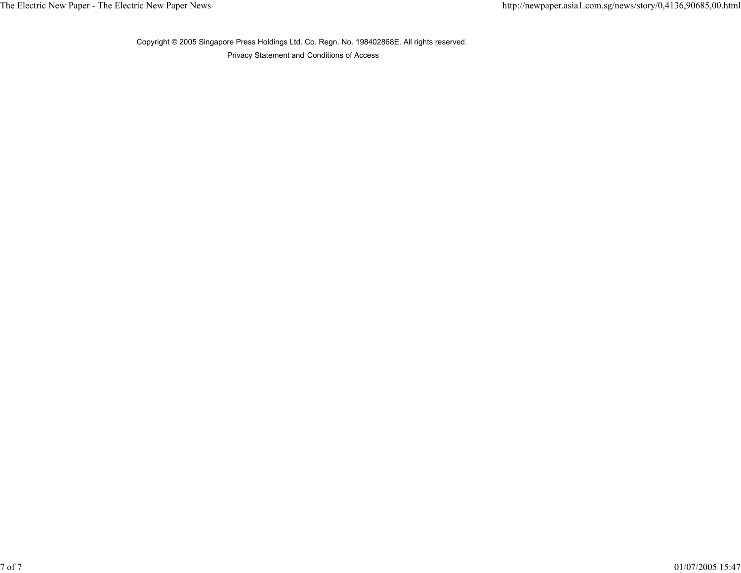Copyright © 2005 Singapore Press Holdings Ltd. Co. Regn. No. 198402868E. All rights reserved.

Privacy Statement and Conditions of Access